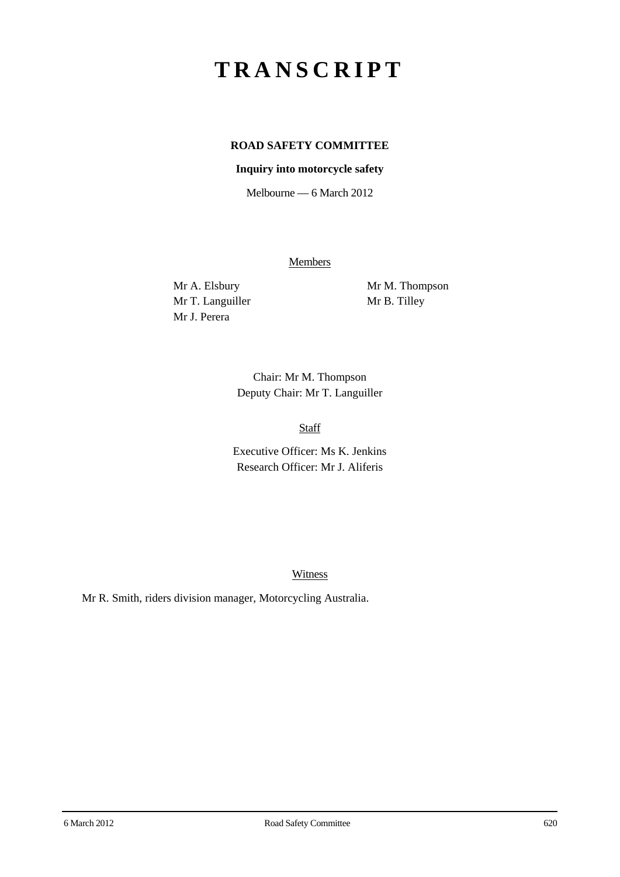# TRANSCRIPT

**ROAD SAFETY COMMITTEE**

**Inquiry into motorcycle safety**

Melbourne — 6 March 2012

Members

Mr A. Elsbury
Mr T. Languiller
Mr J. Perera
Mr M. Thompson
Mr B. Tilley

Chair: Mr M. Thompson
Deputy Chair: Mr T. Languiller

Staff

Executive Officer: Ms K. Jenkins
Research Officer: Mr J. Aliferis

Witness

Mr R. Smith, riders division manager, Motorcycling Australia.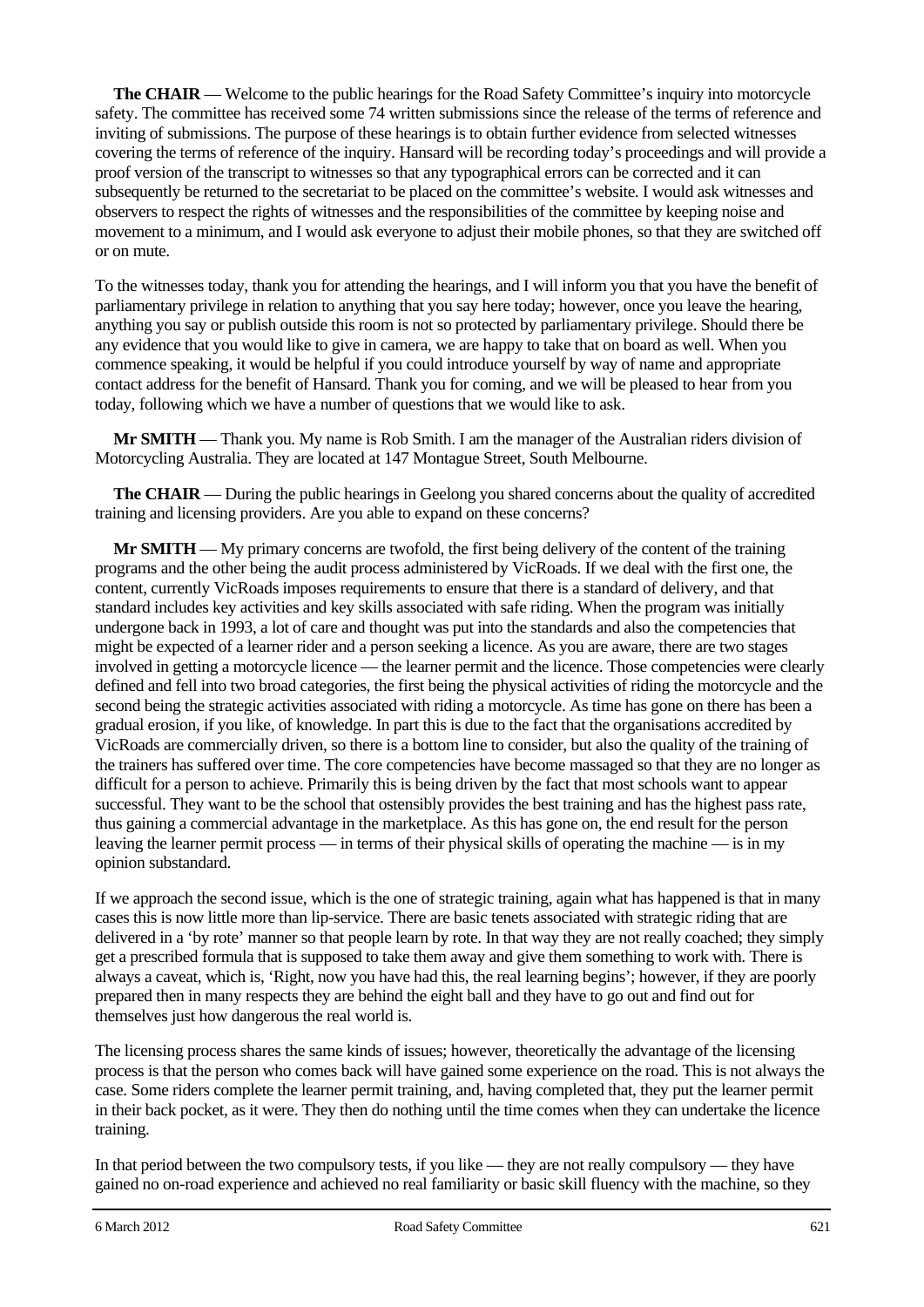**The CHAIR** — Welcome to the public hearings for the Road Safety Committee's inquiry into motorcycle safety. The committee has received some 74 written submissions since the release of the terms of reference and inviting of submissions. The purpose of these hearings is to obtain further evidence from selected witnesses covering the terms of reference of the inquiry. Hansard will be recording today's proceedings and will provide a proof version of the transcript to witnesses so that any typographical errors can be corrected and it can subsequently be returned to the secretariat to be placed on the committee's website. I would ask witnesses and observers to respect the rights of witnesses and the responsibilities of the committee by keeping noise and movement to a minimum, and I would ask everyone to adjust their mobile phones, so that they are switched off or on mute.

To the witnesses today, thank you for attending the hearings, and I will inform you that you have the benefit of parliamentary privilege in relation to anything that you say here today; however, once you leave the hearing, anything you say or publish outside this room is not so protected by parliamentary privilege. Should there be any evidence that you would like to give in camera, we are happy to take that on board as well. When you commence speaking, it would be helpful if you could introduce yourself by way of name and appropriate contact address for the benefit of Hansard. Thank you for coming, and we will be pleased to hear from you today, following which we have a number of questions that we would like to ask.

**Mr SMITH** — Thank you. My name is Rob Smith. I am the manager of the Australian riders division of Motorcycling Australia. They are located at 147 Montague Street, South Melbourne.

**The CHAIR** — During the public hearings in Geelong you shared concerns about the quality of accredited training and licensing providers. Are you able to expand on these concerns?

**Mr SMITH** — My primary concerns are twofold, the first being delivery of the content of the training programs and the other being the audit process administered by VicRoads. If we deal with the first one, the content, currently VicRoads imposes requirements to ensure that there is a standard of delivery, and that standard includes key activities and key skills associated with safe riding. When the program was initially undergone back in 1993, a lot of care and thought was put into the standards and also the competencies that might be expected of a learner rider and a person seeking a licence. As you are aware, there are two stages involved in getting a motorcycle licence — the learner permit and the licence. Those competencies were clearly defined and fell into two broad categories, the first being the physical activities of riding the motorcycle and the second being the strategic activities associated with riding a motorcycle. As time has gone on there has been a gradual erosion, if you like, of knowledge. In part this is due to the fact that the organisations accredited by VicRoads are commercially driven, so there is a bottom line to consider, but also the quality of the training of the trainers has suffered over time. The core competencies have become massaged so that they are no longer as difficult for a person to achieve. Primarily this is being driven by the fact that most schools want to appear successful. They want to be the school that ostensibly provides the best training and has the highest pass rate, thus gaining a commercial advantage in the marketplace. As this has gone on, the end result for the person leaving the learner permit process — in terms of their physical skills of operating the machine — is in my opinion substandard.

If we approach the second issue, which is the one of strategic training, again what has happened is that in many cases this is now little more than lip-service. There are basic tenets associated with strategic riding that are delivered in a 'by rote' manner so that people learn by rote. In that way they are not really coached; they simply get a prescribed formula that is supposed to take them away and give them something to work with. There is always a caveat, which is, 'Right, now you have had this, the real learning begins'; however, if they are poorly prepared then in many respects they are behind the eight ball and they have to go out and find out for themselves just how dangerous the real world is.

The licensing process shares the same kinds of issues; however, theoretically the advantage of the licensing process is that the person who comes back will have gained some experience on the road. This is not always the case. Some riders complete the learner permit training, and, having completed that, they put the learner permit in their back pocket, as it were. They then do nothing until the time comes when they can undertake the licence training.

In that period between the two compulsory tests, if you like — they are not really compulsory — they have gained no on-road experience and achieved no real familiarity or basic skill fluency with the machine, so they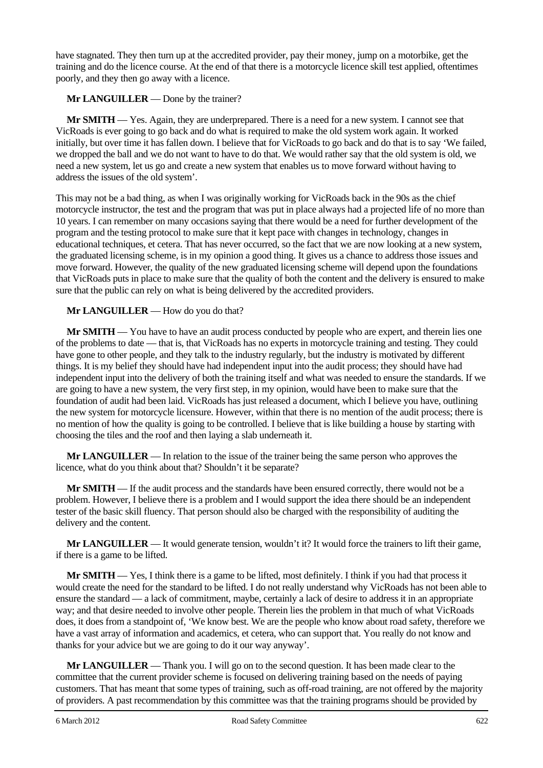have stagnated. They then turn up at the accredited provider, pay their money, jump on a motorbike, get the training and do the licence course. At the end of that there is a motorcycle licence skill test applied, oftentimes poorly, and they then go away with a licence.

**Mr LANGUILLER** — Done by the trainer?

**Mr SMITH** — Yes. Again, they are underprepared. There is a need for a new system. I cannot see that VicRoads is ever going to go back and do what is required to make the old system work again. It worked initially, but over time it has fallen down. I believe that for VicRoads to go back and do that is to say 'We failed, we dropped the ball and we do not want to have to do that. We would rather say that the old system is old, we need a new system, let us go and create a new system that enables us to move forward without having to address the issues of the old system'.

This may not be a bad thing, as when I was originally working for VicRoads back in the 90s as the chief motorcycle instructor, the test and the program that was put in place always had a projected life of no more than 10 years. I can remember on many occasions saying that there would be a need for further development of the program and the testing protocol to make sure that it kept pace with changes in technology, changes in educational techniques, et cetera. That has never occurred, so the fact that we are now looking at a new system, the graduated licensing scheme, is in my opinion a good thing. It gives us a chance to address those issues and move forward. However, the quality of the new graduated licensing scheme will depend upon the foundations that VicRoads puts in place to make sure that the quality of both the content and the delivery is ensured to make sure that the public can rely on what is being delivered by the accredited providers.

**Mr LANGUILLER** — How do you do that?

**Mr SMITH** — You have to have an audit process conducted by people who are expert, and therein lies one of the problems to date — that is, that VicRoads has no experts in motorcycle training and testing. They could have gone to other people, and they talk to the industry regularly, but the industry is motivated by different things. It is my belief they should have had independent input into the audit process; they should have had independent input into the delivery of both the training itself and what was needed to ensure the standards. If we are going to have a new system, the very first step, in my opinion, would have been to make sure that the foundation of audit had been laid. VicRoads has just released a document, which I believe you have, outlining the new system for motorcycle licensure. However, within that there is no mention of the audit process; there is no mention of how the quality is going to be controlled. I believe that is like building a house by starting with choosing the tiles and the roof and then laying a slab underneath it.

**Mr LANGUILLER** — In relation to the issue of the trainer being the same person who approves the licence, what do you think about that? Shouldn't it be separate?

**Mr SMITH** — If the audit process and the standards have been ensured correctly, there would not be a problem. However, I believe there is a problem and I would support the idea there should be an independent tester of the basic skill fluency. That person should also be charged with the responsibility of auditing the delivery and the content.

**Mr LANGUILLER** — It would generate tension, wouldn't it? It would force the trainers to lift their game, if there is a game to be lifted.

**Mr SMITH** — Yes, I think there is a game to be lifted, most definitely. I think if you had that process it would create the need for the standard to be lifted. I do not really understand why VicRoads has not been able to ensure the standard — a lack of commitment, maybe, certainly a lack of desire to address it in an appropriate way; and that desire needed to involve other people. Therein lies the problem in that much of what VicRoads does, it does from a standpoint of, 'We know best. We are the people who know about road safety, therefore we have a vast array of information and academics, et cetera, who can support that. You really do not know and thanks for your advice but we are going to do it our way anyway'.

**Mr LANGUILLER** — Thank you. I will go on to the second question. It has been made clear to the committee that the current provider scheme is focused on delivering training based on the needs of paying customers. That has meant that some types of training, such as off-road training, are not offered by the majority of providers. A past recommendation by this committee was that the training programs should be provided by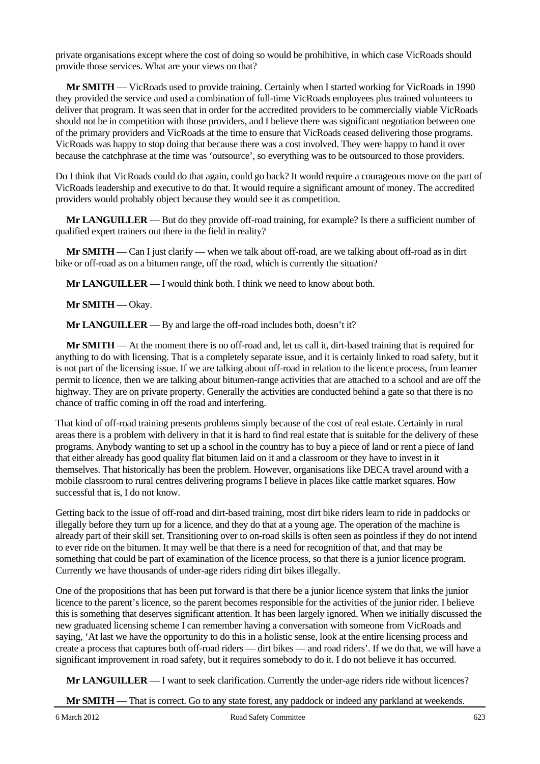private organisations except where the cost of doing so would be prohibitive, in which case VicRoads should provide those services. What are your views on that?

**Mr SMITH** — VicRoads used to provide training. Certainly when I started working for VicRoads in 1990 they provided the service and used a combination of full-time VicRoads employees plus trained volunteers to deliver that program. It was seen that in order for the accredited providers to be commercially viable VicRoads should not be in competition with those providers, and I believe there was significant negotiation between one of the primary providers and VicRoads at the time to ensure that VicRoads ceased delivering those programs. VicRoads was happy to stop doing that because there was a cost involved. They were happy to hand it over because the catchphrase at the time was 'outsource', so everything was to be outsourced to those providers.

Do I think that VicRoads could do that again, could go back? It would require a courageous move on the part of VicRoads leadership and executive to do that. It would require a significant amount of money. The accredited providers would probably object because they would see it as competition.

**Mr LANGUILLER** — But do they provide off-road training, for example? Is there a sufficient number of qualified expert trainers out there in the field in reality?

**Mr SMITH** — Can I just clarify — when we talk about off-road, are we talking about off-road as in dirt bike or off-road as on a bitumen range, off the road, which is currently the situation?

**Mr LANGUILLER** — I would think both. I think we need to know about both.

**Mr SMITH** — Okay.

**Mr LANGUILLER** — By and large the off-road includes both, doesn't it?

**Mr SMITH** — At the moment there is no off-road and, let us call it, dirt-based training that is required for anything to do with licensing. That is a completely separate issue, and it is certainly linked to road safety, but it is not part of the licensing issue. If we are talking about off-road in relation to the licence process, from learner permit to licence, then we are talking about bitumen-range activities that are attached to a school and are off the highway. They are on private property. Generally the activities are conducted behind a gate so that there is no chance of traffic coming in off the road and interfering.

That kind of off-road training presents problems simply because of the cost of real estate. Certainly in rural areas there is a problem with delivery in that it is hard to find real estate that is suitable for the delivery of these programs. Anybody wanting to set up a school in the country has to buy a piece of land or rent a piece of land that either already has good quality flat bitumen laid on it and a classroom or they have to invest in it themselves. That historically has been the problem. However, organisations like DECA travel around with a mobile classroom to rural centres delivering programs I believe in places like cattle market squares. How successful that is, I do not know.

Getting back to the issue of off-road and dirt-based training, most dirt bike riders learn to ride in paddocks or illegally before they turn up for a licence, and they do that at a young age. The operation of the machine is already part of their skill set. Transitioning over to on-road skills is often seen as pointless if they do not intend to ever ride on the bitumen. It may well be that there is a need for recognition of that, and that may be something that could be part of examination of the licence process, so that there is a junior licence program. Currently we have thousands of under-age riders riding dirt bikes illegally.

One of the propositions that has been put forward is that there be a junior licence system that links the junior licence to the parent's licence, so the parent becomes responsible for the activities of the junior rider. I believe this is something that deserves significant attention. It has been largely ignored. When we initially discussed the new graduated licensing scheme I can remember having a conversation with someone from VicRoads and saying, 'At last we have the opportunity to do this in a holistic sense, look at the entire licensing process and create a process that captures both off-road riders — dirt bikes — and road riders'. If we do that, we will have a significant improvement in road safety, but it requires somebody to do it. I do not believe it has occurred.

**Mr LANGUILLER** — I want to seek clarification. Currently the under-age riders ride without licences?

**Mr SMITH** — That is correct. Go to any state forest, any paddock or indeed any parkland at weekends.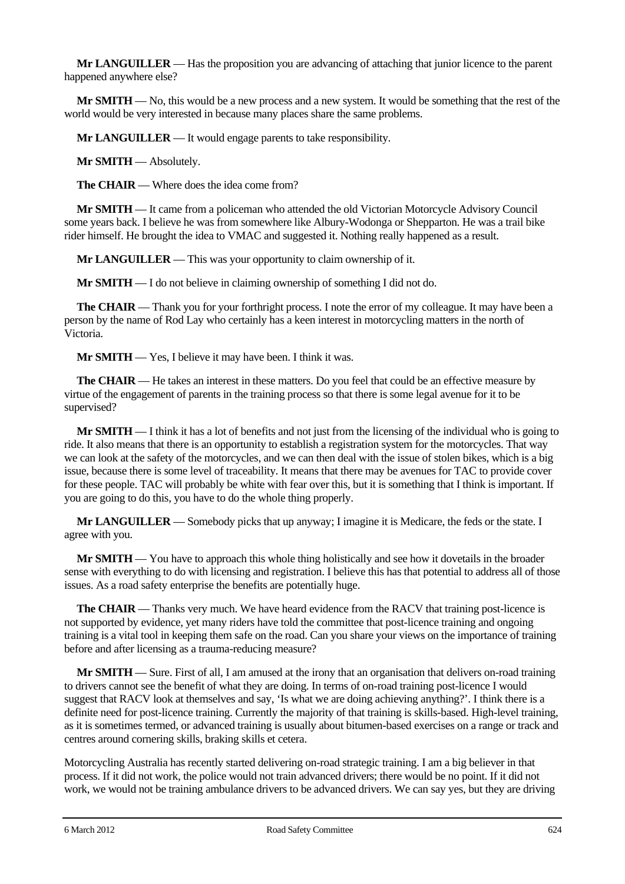**Mr LANGUILLER** — Has the proposition you are advancing of attaching that junior licence to the parent happened anywhere else?

**Mr SMITH** — No, this would be a new process and a new system. It would be something that the rest of the world would be very interested in because many places share the same problems.

**Mr LANGUILLER** — It would engage parents to take responsibility.

**Mr SMITH** — Absolutely.

**The CHAIR** — Where does the idea come from?

**Mr SMITH** — It came from a policeman who attended the old Victorian Motorcycle Advisory Council some years back. I believe he was from somewhere like Albury-Wodonga or Shepparton. He was a trail bike rider himself. He brought the idea to VMAC and suggested it. Nothing really happened as a result.

**Mr LANGUILLER** — This was your opportunity to claim ownership of it.

**Mr SMITH** — I do not believe in claiming ownership of something I did not do.

**The CHAIR** — Thank you for your forthright process. I note the error of my colleague. It may have been a person by the name of Rod Lay who certainly has a keen interest in motorcycling matters in the north of Victoria.

**Mr SMITH** — Yes, I believe it may have been. I think it was.

**The CHAIR** — He takes an interest in these matters. Do you feel that could be an effective measure by virtue of the engagement of parents in the training process so that there is some legal avenue for it to be supervised?

**Mr SMITH** — I think it has a lot of benefits and not just from the licensing of the individual who is going to ride. It also means that there is an opportunity to establish a registration system for the motorcycles. That way we can look at the safety of the motorcycles, and we can then deal with the issue of stolen bikes, which is a big issue, because there is some level of traceability. It means that there may be avenues for TAC to provide cover for these people. TAC will probably be white with fear over this, but it is something that I think is important. If you are going to do this, you have to do the whole thing properly.

**Mr LANGUILLER** — Somebody picks that up anyway; I imagine it is Medicare, the feds or the state. I agree with you.

**Mr SMITH** — You have to approach this whole thing holistically and see how it dovetails in the broader sense with everything to do with licensing and registration. I believe this has that potential to address all of those issues. As a road safety enterprise the benefits are potentially huge.

**The CHAIR** — Thanks very much. We have heard evidence from the RACV that training post-licence is not supported by evidence, yet many riders have told the committee that post-licence training and ongoing training is a vital tool in keeping them safe on the road. Can you share your views on the importance of training before and after licensing as a trauma-reducing measure?

**Mr SMITH** — Sure. First of all, I am amused at the irony that an organisation that delivers on-road training to drivers cannot see the benefit of what they are doing. In terms of on-road training post-licence I would suggest that RACV look at themselves and say, 'Is what we are doing achieving anything?'. I think there is a definite need for post-licence training. Currently the majority of that training is skills-based. High-level training, as it is sometimes termed, or advanced training is usually about bitumen-based exercises on a range or track and centres around cornering skills, braking skills et cetera.

Motorcycling Australia has recently started delivering on-road strategic training. I am a big believer in that process. If it did not work, the police would not train advanced drivers; there would be no point. If it did not work, we would not be training ambulance drivers to be advanced drivers. We can say yes, but they are driving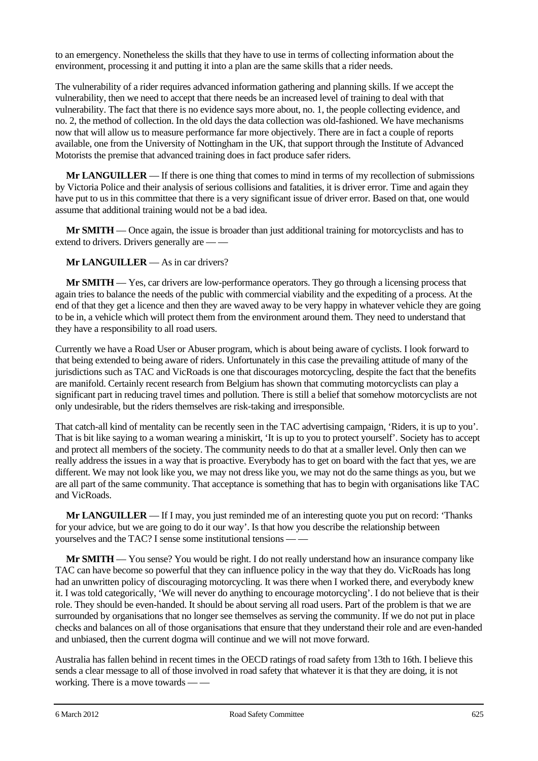to an emergency. Nonetheless the skills that they have to use in terms of collecting information about the environment, processing it and putting it into a plan are the same skills that a rider needs.

The vulnerability of a rider requires advanced information gathering and planning skills. If we accept the vulnerability, then we need to accept that there needs be an increased level of training to deal with that vulnerability. The fact that there is no evidence says more about, no. 1, the people collecting evidence, and no. 2, the method of collection. In the old days the data collection was old-fashioned. We have mechanisms now that will allow us to measure performance far more objectively. There are in fact a couple of reports available, one from the University of Nottingham in the UK, that support through the Institute of Advanced Motorists the premise that advanced training does in fact produce safer riders.

**Mr LANGUILLER** — If there is one thing that comes to mind in terms of my recollection of submissions by Victoria Police and their analysis of serious collisions and fatalities, it is driver error. Time and again they have put to us in this committee that there is a very significant issue of driver error. Based on that, one would assume that additional training would not be a bad idea.

**Mr SMITH** — Once again, the issue is broader than just additional training for motorcyclists and has to extend to drivers. Drivers generally are — —

**Mr LANGUILLER** — As in car drivers?

**Mr SMITH** — Yes, car drivers are low-performance operators. They go through a licensing process that again tries to balance the needs of the public with commercial viability and the expediting of a process. At the end of that they get a licence and then they are waved away to be very happy in whatever vehicle they are going to be in, a vehicle which will protect them from the environment around them. They need to understand that they have a responsibility to all road users.

Currently we have a Road User or Abuser program, which is about being aware of cyclists. I look forward to that being extended to being aware of riders. Unfortunately in this case the prevailing attitude of many of the jurisdictions such as TAC and VicRoads is one that discourages motorcycling, despite the fact that the benefits are manifold. Certainly recent research from Belgium has shown that commuting motorcyclists can play a significant part in reducing travel times and pollution. There is still a belief that somehow motorcyclists are not only undesirable, but the riders themselves are risk-taking and irresponsible.

That catch-all kind of mentality can be recently seen in the TAC advertising campaign, 'Riders, it is up to you'. That is bit like saying to a woman wearing a miniskirt, 'It is up to you to protect yourself'. Society has to accept and protect all members of the society. The community needs to do that at a smaller level. Only then can we really address the issues in a way that is proactive. Everybody has to get on board with the fact that yes, we are different. We may not look like you, we may not dress like you, we may not do the same things as you, but we are all part of the same community. That acceptance is something that has to begin with organisations like TAC and VicRoads.

**Mr LANGUILLER** — If I may, you just reminded me of an interesting quote you put on record: 'Thanks for your advice, but we are going to do it our way'. Is that how you describe the relationship between yourselves and the TAC? I sense some institutional tensions — —

**Mr SMITH** — You sense? You would be right. I do not really understand how an insurance company like TAC can have become so powerful that they can influence policy in the way that they do. VicRoads has long had an unwritten policy of discouraging motorcycling. It was there when I worked there, and everybody knew it. I was told categorically, 'We will never do anything to encourage motorcycling'. I do not believe that is their role. They should be even-handed. It should be about serving all road users. Part of the problem is that we are surrounded by organisations that no longer see themselves as serving the community. If we do not put in place checks and balances on all of those organisations that ensure that they understand their role and are even-handed and unbiased, then the current dogma will continue and we will not move forward.

Australia has fallen behind in recent times in the OECD ratings of road safety from 13th to 16th. I believe this sends a clear message to all of those involved in road safety that whatever it is that they are doing, it is not working. There is a move towards — —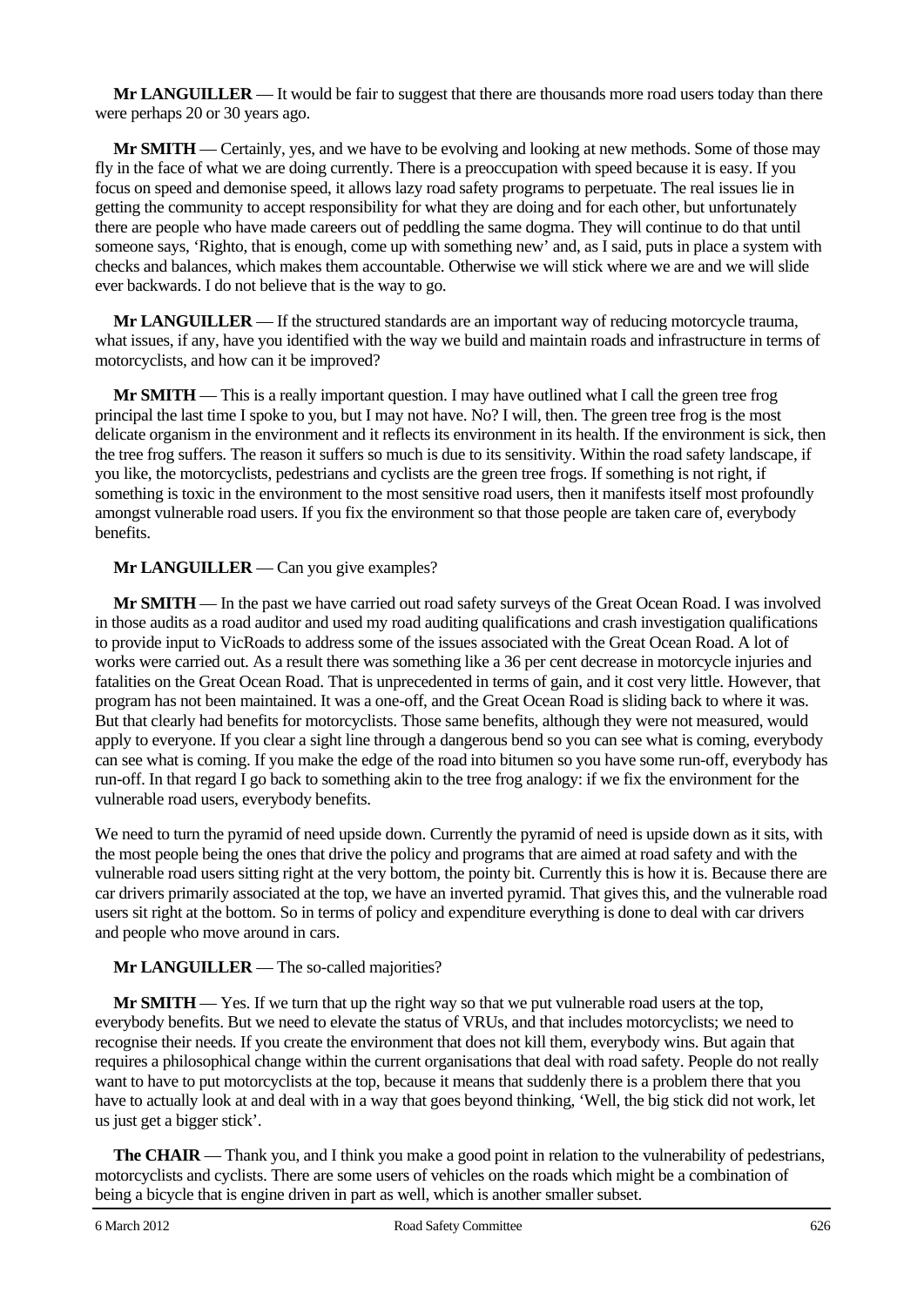**Mr LANGUILLER** — It would be fair to suggest that there are thousands more road users today than there were perhaps 20 or 30 years ago.

**Mr SMITH** — Certainly, yes, and we have to be evolving and looking at new methods. Some of those may fly in the face of what we are doing currently. There is a preoccupation with speed because it is easy. If you focus on speed and demonise speed, it allows lazy road safety programs to perpetuate. The real issues lie in getting the community to accept responsibility for what they are doing and for each other, but unfortunately there are people who have made careers out of peddling the same dogma. They will continue to do that until someone says, 'Righto, that is enough, come up with something new' and, as I said, puts in place a system with checks and balances, which makes them accountable. Otherwise we will stick where we are and we will slide ever backwards. I do not believe that is the way to go.

**Mr LANGUILLER** — If the structured standards are an important way of reducing motorcycle trauma, what issues, if any, have you identified with the way we build and maintain roads and infrastructure in terms of motorcyclists, and how can it be improved?

**Mr SMITH** — This is a really important question. I may have outlined what I call the green tree frog principal the last time I spoke to you, but I may not have. No? I will, then. The green tree frog is the most delicate organism in the environment and it reflects its environment in its health. If the environment is sick, then the tree frog suffers. The reason it suffers so much is due to its sensitivity. Within the road safety landscape, if you like, the motorcyclists, pedestrians and cyclists are the green tree frogs. If something is not right, if something is toxic in the environment to the most sensitive road users, then it manifests itself most profoundly amongst vulnerable road users. If you fix the environment so that those people are taken care of, everybody benefits.

**Mr LANGUILLER** — Can you give examples?

**Mr SMITH** — In the past we have carried out road safety surveys of the Great Ocean Road. I was involved in those audits as a road auditor and used my road auditing qualifications and crash investigation qualifications to provide input to VicRoads to address some of the issues associated with the Great Ocean Road. A lot of works were carried out. As a result there was something like a 36 per cent decrease in motorcycle injuries and fatalities on the Great Ocean Road. That is unprecedented in terms of gain, and it cost very little. However, that program has not been maintained. It was a one-off, and the Great Ocean Road is sliding back to where it was. But that clearly had benefits for motorcyclists. Those same benefits, although they were not measured, would apply to everyone. If you clear a sight line through a dangerous bend so you can see what is coming, everybody can see what is coming. If you make the edge of the road into bitumen so you have some run-off, everybody has run-off. In that regard I go back to something akin to the tree frog analogy: if we fix the environment for the vulnerable road users, everybody benefits.

We need to turn the pyramid of need upside down. Currently the pyramid of need is upside down as it sits, with the most people being the ones that drive the policy and programs that are aimed at road safety and with the vulnerable road users sitting right at the very bottom, the pointy bit. Currently this is how it is. Because there are car drivers primarily associated at the top, we have an inverted pyramid. That gives this, and the vulnerable road users sit right at the bottom. So in terms of policy and expenditure everything is done to deal with car drivers and people who move around in cars.

**Mr LANGUILLER** — The so-called majorities?

**Mr SMITH** — Yes. If we turn that up the right way so that we put vulnerable road users at the top, everybody benefits. But we need to elevate the status of VRUs, and that includes motorcyclists; we need to recognise their needs. If you create the environment that does not kill them, everybody wins. But again that requires a philosophical change within the current organisations that deal with road safety. People do not really want to have to put motorcyclists at the top, because it means that suddenly there is a problem there that you have to actually look at and deal with in a way that goes beyond thinking, 'Well, the big stick did not work, let us just get a bigger stick'.

**The CHAIR** — Thank you, and I think you make a good point in relation to the vulnerability of pedestrians, motorcyclists and cyclists. There are some users of vehicles on the roads which might be a combination of being a bicycle that is engine driven in part as well, which is another smaller subset.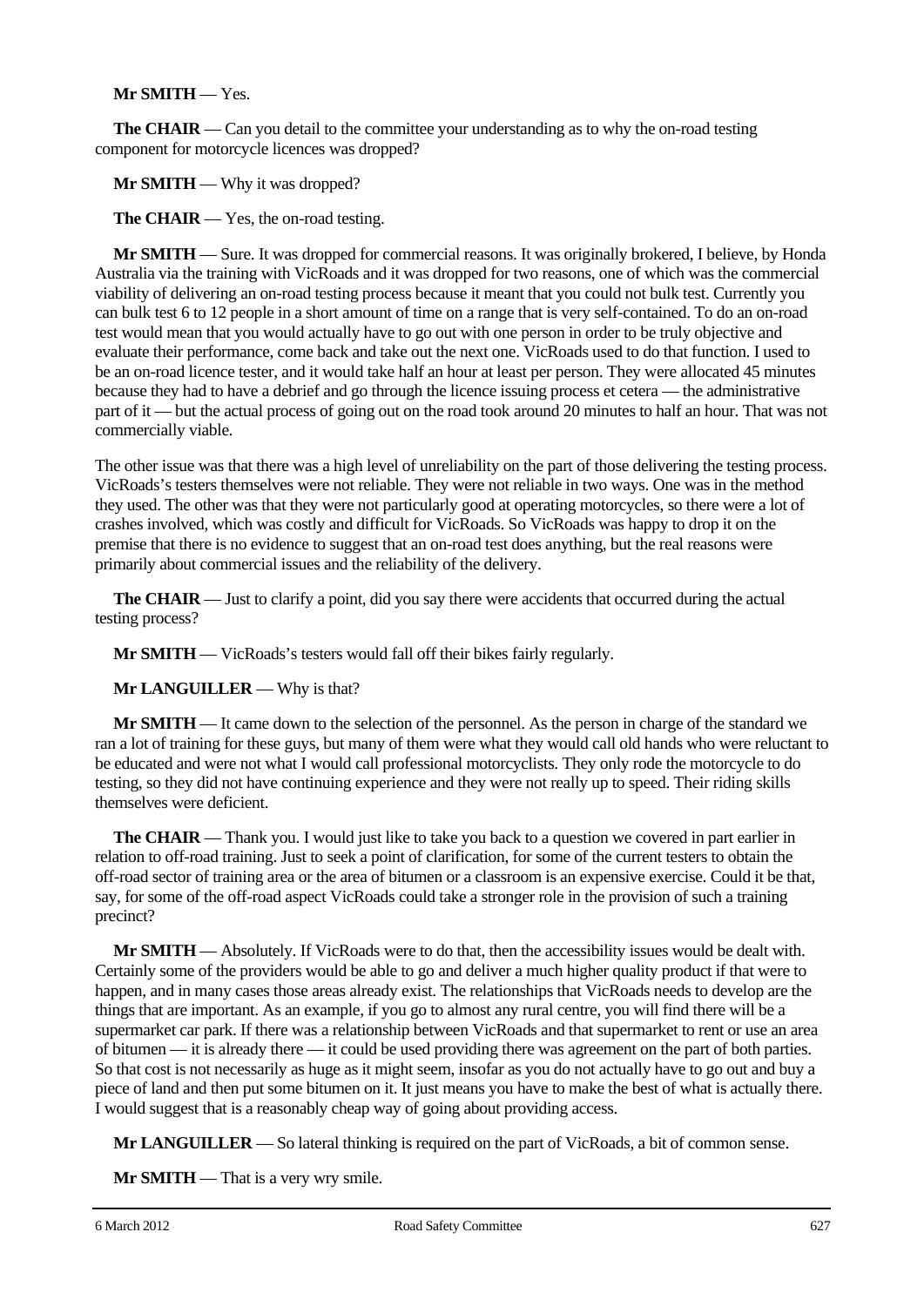**Mr SMITH** — Yes.

**The CHAIR** — Can you detail to the committee your understanding as to why the on-road testing component for motorcycle licences was dropped?

**Mr SMITH** — Why it was dropped?

**The CHAIR** — Yes, the on-road testing.

**Mr SMITH** — Sure. It was dropped for commercial reasons. It was originally brokered, I believe, by Honda Australia via the training with VicRoads and it was dropped for two reasons, one of which was the commercial viability of delivering an on-road testing process because it meant that you could not bulk test. Currently you can bulk test 6 to 12 people in a short amount of time on a range that is very self-contained. To do an on-road test would mean that you would actually have to go out with one person in order to be truly objective and evaluate their performance, come back and take out the next one. VicRoads used to do that function. I used to be an on-road licence tester, and it would take half an hour at least per person. They were allocated 45 minutes because they had to have a debrief and go through the licence issuing process et cetera — the administrative part of it — but the actual process of going out on the road took around 20 minutes to half an hour. That was not commercially viable.

The other issue was that there was a high level of unreliability on the part of those delivering the testing process. VicRoads's testers themselves were not reliable. They were not reliable in two ways. One was in the method they used. The other was that they were not particularly good at operating motorcycles, so there were a lot of crashes involved, which was costly and difficult for VicRoads. So VicRoads was happy to drop it on the premise that there is no evidence to suggest that an on-road test does anything, but the real reasons were primarily about commercial issues and the reliability of the delivery.

**The CHAIR** — Just to clarify a point, did you say there were accidents that occurred during the actual testing process?

**Mr SMITH** — VicRoads's testers would fall off their bikes fairly regularly.

**Mr LANGUILLER** — Why is that?

**Mr SMITH** — It came down to the selection of the personnel. As the person in charge of the standard we ran a lot of training for these guys, but many of them were what they would call old hands who were reluctant to be educated and were not what I would call professional motorcyclists. They only rode the motorcycle to do testing, so they did not have continuing experience and they were not really up to speed. Their riding skills themselves were deficient.

**The CHAIR** — Thank you. I would just like to take you back to a question we covered in part earlier in relation to off-road training. Just to seek a point of clarification, for some of the current testers to obtain the off-road sector of training area or the area of bitumen or a classroom is an expensive exercise. Could it be that, say, for some of the off-road aspect VicRoads could take a stronger role in the provision of such a training precinct?

**Mr SMITH** — Absolutely. If VicRoads were to do that, then the accessibility issues would be dealt with. Certainly some of the providers would be able to go and deliver a much higher quality product if that were to happen, and in many cases those areas already exist. The relationships that VicRoads needs to develop are the things that are important. As an example, if you go to almost any rural centre, you will find there will be a supermarket car park. If there was a relationship between VicRoads and that supermarket to rent or use an area of bitumen — it is already there — it could be used providing there was agreement on the part of both parties. So that cost is not necessarily as huge as it might seem, insofar as you do not actually have to go out and buy a piece of land and then put some bitumen on it. It just means you have to make the best of what is actually there. I would suggest that is a reasonably cheap way of going about providing access.

**Mr LANGUILLER** — So lateral thinking is required on the part of VicRoads, a bit of common sense.

**Mr SMITH** — That is a very wry smile.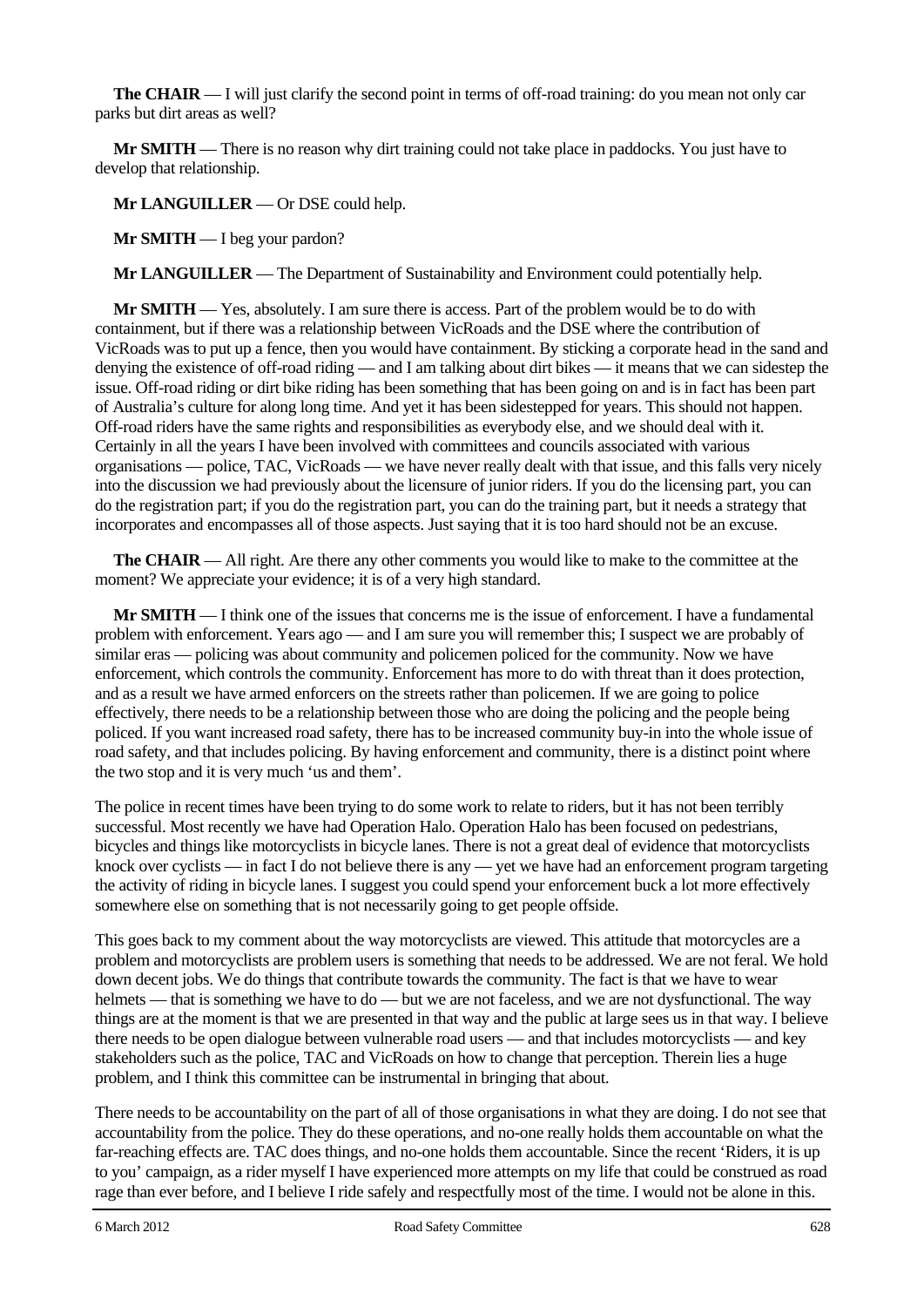**The CHAIR** — I will just clarify the second point in terms of off-road training: do you mean not only car parks but dirt areas as well?

**Mr SMITH** — There is no reason why dirt training could not take place in paddocks. You just have to develop that relationship.

**Mr LANGUILLER** — Or DSE could help.

**Mr SMITH** — I beg your pardon?

**Mr LANGUILLER** — The Department of Sustainability and Environment could potentially help.

**Mr SMITH** — Yes, absolutely. I am sure there is access. Part of the problem would be to do with containment, but if there was a relationship between VicRoads and the DSE where the contribution of VicRoads was to put up a fence, then you would have containment. By sticking a corporate head in the sand and denying the existence of off-road riding — and I am talking about dirt bikes — it means that we can sidestep the issue. Off-road riding or dirt bike riding has been something that has been going on and is in fact has been part of Australia's culture for along long time. And yet it has been sidestepped for years. This should not happen. Off-road riders have the same rights and responsibilities as everybody else, and we should deal with it. Certainly in all the years I have been involved with committees and councils associated with various organisations — police, TAC, VicRoads — we have never really dealt with that issue, and this falls very nicely into the discussion we had previously about the licensure of junior riders. If you do the licensing part, you can do the registration part; if you do the registration part, you can do the training part, but it needs a strategy that incorporates and encompasses all of those aspects. Just saying that it is too hard should not be an excuse.

**The CHAIR** — All right. Are there any other comments you would like to make to the committee at the moment? We appreciate your evidence; it is of a very high standard.

**Mr SMITH** — I think one of the issues that concerns me is the issue of enforcement. I have a fundamental problem with enforcement. Years ago — and I am sure you will remember this; I suspect we are probably of similar eras — policing was about community and policemen policed for the community. Now we have enforcement, which controls the community. Enforcement has more to do with threat than it does protection, and as a result we have armed enforcers on the streets rather than policemen. If we are going to police effectively, there needs to be a relationship between those who are doing the policing and the people being policed. If you want increased road safety, there has to be increased community buy-in into the whole issue of road safety, and that includes policing. By having enforcement and community, there is a distinct point where the two stop and it is very much 'us and them'.

The police in recent times have been trying to do some work to relate to riders, but it has not been terribly successful. Most recently we have had Operation Halo. Operation Halo has been focused on pedestrians, bicycles and things like motorcyclists in bicycle lanes. There is not a great deal of evidence that motorcyclists knock over cyclists — in fact I do not believe there is any — yet we have had an enforcement program targeting the activity of riding in bicycle lanes. I suggest you could spend your enforcement buck a lot more effectively somewhere else on something that is not necessarily going to get people offside.

This goes back to my comment about the way motorcyclists are viewed. This attitude that motorcycles are a problem and motorcyclists are problem users is something that needs to be addressed. We are not feral. We hold down decent jobs. We do things that contribute towards the community. The fact is that we have to wear helmets — that is something we have to do — but we are not faceless, and we are not dysfunctional. The way things are at the moment is that we are presented in that way and the public at large sees us in that way. I believe there needs to be open dialogue between vulnerable road users — and that includes motorcyclists — and key stakeholders such as the police, TAC and VicRoads on how to change that perception. Therein lies a huge problem, and I think this committee can be instrumental in bringing that about.

There needs to be accountability on the part of all of those organisations in what they are doing. I do not see that accountability from the police. They do these operations, and no-one really holds them accountable on what the far-reaching effects are. TAC does things, and no-one holds them accountable. Since the recent 'Riders, it is up to you' campaign, as a rider myself I have experienced more attempts on my life that could be construed as road rage than ever before, and I believe I ride safely and respectfully most of the time. I would not be alone in this.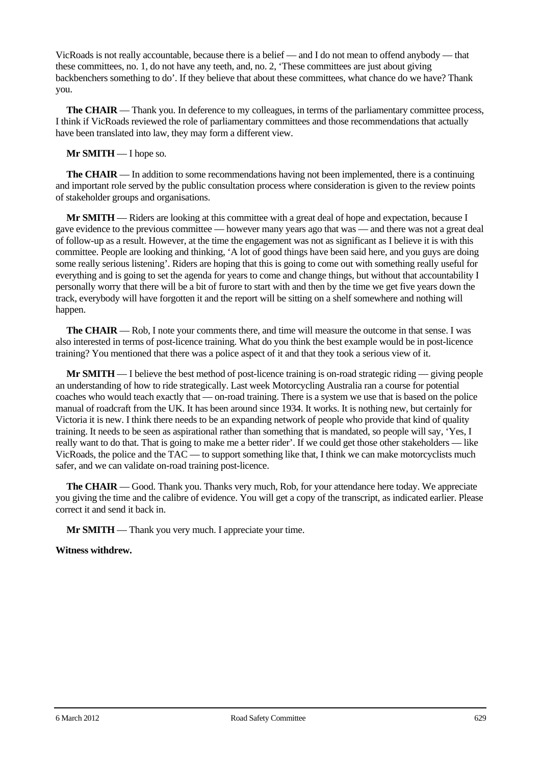VicRoads is not really accountable, because there is a belief — and I do not mean to offend anybody — that these committees, no. 1, do not have any teeth, and, no. 2, 'These committees are just about giving backbenchers something to do'. If they believe that about these committees, what chance do we have? Thank you.

**The CHAIR** — Thank you. In deference to my colleagues, in terms of the parliamentary committee process, I think if VicRoads reviewed the role of parliamentary committees and those recommendations that actually have been translated into law, they may form a different view.

**Mr SMITH** — I hope so.

**The CHAIR** — In addition to some recommendations having not been implemented, there is a continuing and important role served by the public consultation process where consideration is given to the review points of stakeholder groups and organisations.

**Mr SMITH** — Riders are looking at this committee with a great deal of hope and expectation, because I gave evidence to the previous committee — however many years ago that was — and there was not a great deal of follow-up as a result. However, at the time the engagement was not as significant as I believe it is with this committee. People are looking and thinking, 'A lot of good things have been said here, and you guys are doing some really serious listening'. Riders are hoping that this is going to come out with something really useful for everything and is going to set the agenda for years to come and change things, but without that accountability I personally worry that there will be a bit of furore to start with and then by the time we get five years down the track, everybody will have forgotten it and the report will be sitting on a shelf somewhere and nothing will happen.

**The CHAIR** — Rob, I note your comments there, and time will measure the outcome in that sense. I was also interested in terms of post-licence training. What do you think the best example would be in post-licence training? You mentioned that there was a police aspect of it and that they took a serious view of it.

**Mr SMITH** — I believe the best method of post-licence training is on-road strategic riding — giving people an understanding of how to ride strategically. Last week Motorcycling Australia ran a course for potential coaches who would teach exactly that — on-road training. There is a system we use that is based on the police manual of roadcraft from the UK. It has been around since 1934. It works. It is nothing new, but certainly for Victoria it is new. I think there needs to be an expanding network of people who provide that kind of quality training. It needs to be seen as aspirational rather than something that is mandated, so people will say, 'Yes, I really want to do that. That is going to make me a better rider'. If we could get those other stakeholders — like VicRoads, the police and the TAC — to support something like that, I think we can make motorcyclists much safer, and we can validate on-road training post-licence.

**The CHAIR** — Good. Thank you. Thanks very much, Rob, for your attendance here today. We appreciate you giving the time and the calibre of evidence. You will get a copy of the transcript, as indicated earlier. Please correct it and send it back in.

**Mr SMITH** — Thank you very much. I appreciate your time.

**Witness withdrew.**